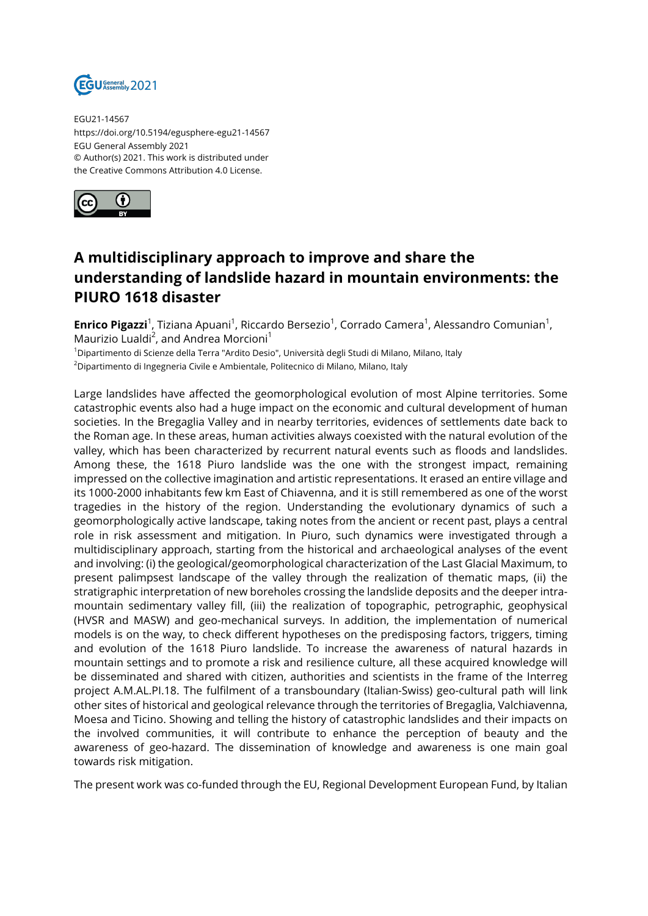EGU21-14567
https://doi.org/10.5194/egusphere-egu21-14567
EGU General Assembly 2021
© Author(s) 2021. This work is distributed under
the Creative Commons Attribution 4.0 License.

# A multidisciplinary approach to improve and share the understanding of landslide hazard in mountain environments: the PIURO 1618 disaster

**Enrico Pigazzi**[1], Tiziana Apuani[1], Riccardo Bersezio[1], Corrado Camera[1], Alessandro Comunian[1], Maurizio Lualdi[2], and Andrea Morcioni[1]

[1]Dipartimento di Scienze della Terra "Ardito Desio", Università degli Studi di Milano, Milano, Italy

[2]Dipartimento di Ingegneria Civile e Ambientale, Politecnico di Milano, Milano, Italy

Large landslides have affected the geomorphological evolution of most Alpine territories. Some catastrophic events also had a huge impact on the economic and cultural development of human societies. In the Bregaglia Valley and in nearby territories, evidences of settlements date back to the Roman age. In these areas, human activities always coexisted with the natural evolution of the valley, which has been characterized by recurrent natural events such as floods and landslides. Among these, the 1618 Piuro landslide was the one with the strongest impact, remaining impressed on the collective imagination and artistic representations. It erased an entire village and its 1000-2000 inhabitants few km East of Chiavenna, and it is still remembered as one of the worst tragedies in the history of the region. Understanding the evolutionary dynamics of such a geomorphologically active landscape, taking notes from the ancient or recent past, plays a central role in risk assessment and mitigation. In Piuro, such dynamics were investigated through a multidisciplinary approach, starting from the historical and archaeological analyses of the event and involving: (i) the geological/geomorphological characterization of the Last Glacial Maximum, to present palimpsest landscape of the valley through the realization of thematic maps, (ii) the stratigraphic interpretation of new boreholes crossing the landslide deposits and the deeper intra-mountain sedimentary valley fill, (iii) the realization of topographic, petrographic, geophysical (HVSR and MASW) and geo-mechanical surveys. In addition, the implementation of numerical models is on the way, to check different hypotheses on the predisposing factors, triggers, timing and evolution of the 1618 Piuro landslide. To increase the awareness of natural hazards in mountain settings and to promote a risk and resilience culture, all these acquired knowledge will be disseminated and shared with citizen, authorities and scientists in the frame of the Interreg project A.M.AL.PI.18. The fulfilment of a transboundary (Italian-Swiss) geo-cultural path will link other sites of historical and geological relevance through the territories of Bregaglia, Valchiavenna, Moesa and Ticino. Showing and telling the history of catastrophic landslides and their impacts on the involved communities, it will contribute to enhance the perception of beauty and the awareness of geo-hazard. The dissemination of knowledge and awareness is one main goal towards risk mitigation.

The present work was co-funded through the EU, Regional Development European Fund, by Italian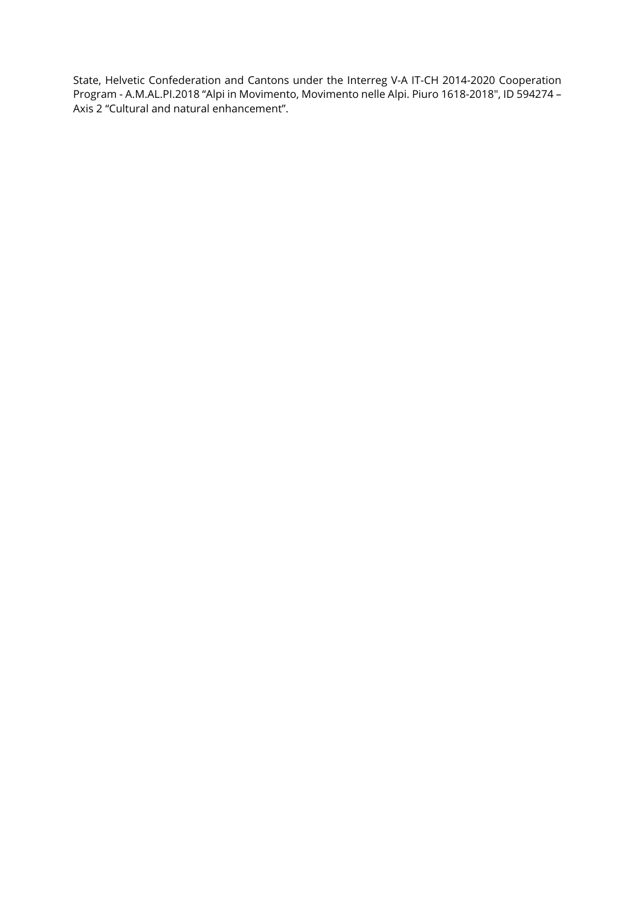State, Helvetic Confederation and Cantons under the Interreg V-A IT-CH 2014-2020 Cooperation Program - A.M.AL.PI.2018 "Alpi in Movimento, Movimento nelle Alpi. Piuro 1618-2018", ID 594274 – Axis 2 "Cultural and natural enhancement".